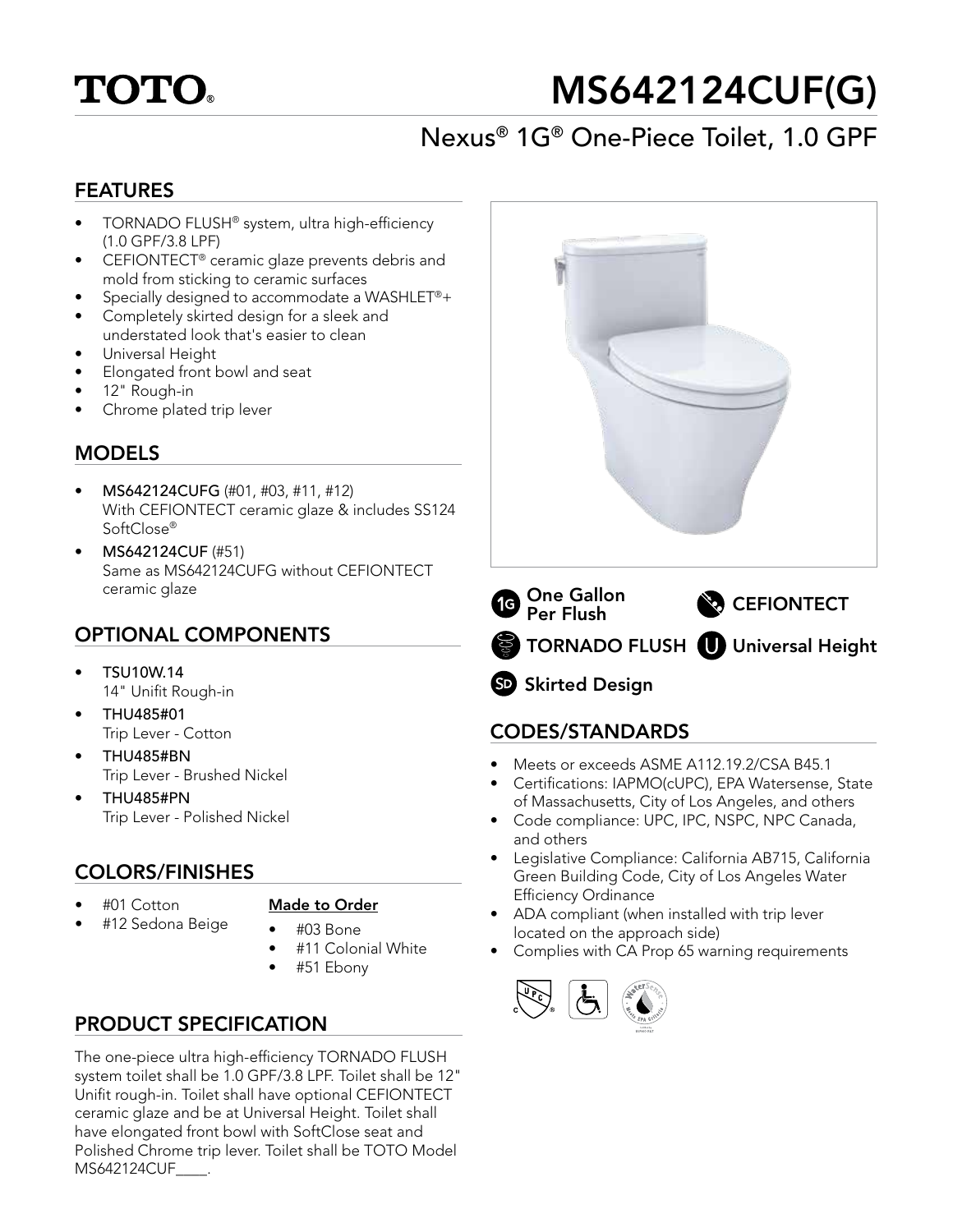# TOTO®

# MS642124CUF(G)

## Nexus® 1G® One-Piece Toilet, 1.0 GPF

### FEATURES

- TORNADO FLUSH® system, ultra high-efficiency (1.0 GPF/3.8 LPF)
- CEFIONTECT® ceramic glaze prevents debris and mold from sticking to ceramic surfaces
- Specially designed to accommodate a WASHLET®+
- Completely skirted design for a sleek and understated look that's easier to clean
- Universal Height
- Elongated front bowl and seat
- 12" Rough-in
- Chrome plated trip lever

### MODELS

- **MS642124CUFG** (#01, #03, #11, #12)
  With CEFIONTECT ceramic glaze & includes SS124 SoftClose®
- **MS642124CUF** (#51)
  Same as MS642124CUFG without CEFIONTECT ceramic glaze

### OPTIONAL COMPONENTS

- TSU10W.14
  14" Unifit Rough-in
- THU485#01
  Trip Lever - Cotton
- THU485#BN
  Trip Lever - Brushed Nickel
- THU485#PN
  Trip Lever - Polished Nickel

### COLORS/FINISHES

- #01 Cotton
- #12 Sedona Beige

**Made to Order**

- #03 Bone
- #11 Colonial White
- #51 Ebony

### PRODUCT SPECIFICATION

The one-piece ultra high-efficiency TORNADO FLUSH system toilet shall be 1.0 GPF/3.8 LPF. Toilet shall be 12" Unifit rough-in. Toilet shall have optional CEFIONTECT ceramic glaze and be at Universal Height. Toilet shall have elongated front bowl with SoftClose seat and Polished Chrome trip lever. Toilet shall be TOTO Model MS642124CUF____.

One Gallon Per Flush

CEFIONTECT

TORNADO FLUSH

Universal Height

Skirted Design

### CODES/STANDARDS

- Meets or exceeds ASME A112.19.2/CSA B45.1
- Certifications: IAPMO(cUPC), EPA Watersense, State of Massachusetts, City of Los Angeles, and others
- Code compliance: UPC, IPC, NSPC, NPC Canada, and others
- Legislative Compliance: California AB715, California Green Building Code, City of Los Angeles Water Efficiency Ordinance
- ADA compliant (when installed with trip lever located on the approach side)
- Complies with CA Prop 65 warning requirements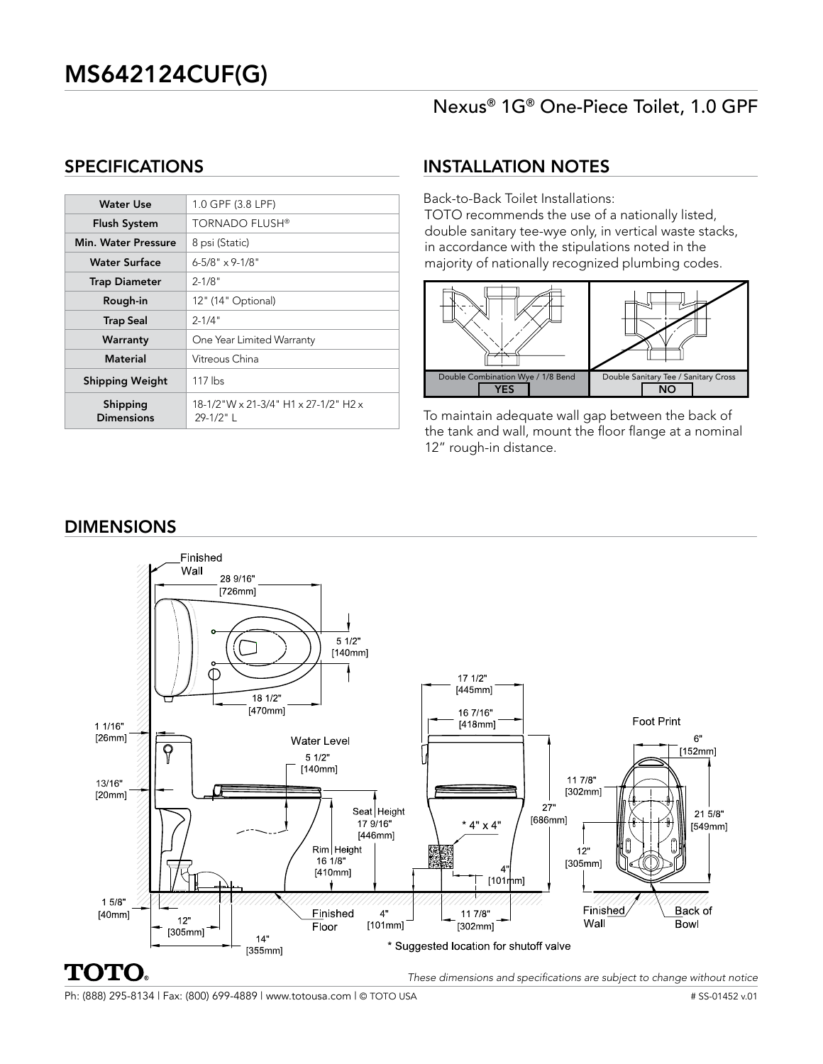# MS642124CUF(G)

## Nexus® 1G® One-Piece Toilet, 1.0 GPF

## SPECIFICATIONS

| | |
|---|---|
| Water Use | 1.0 GPF (3.8 LPF) |
| Flush System | TORNADO FLUSH® |
| Min. Water Pressure | 8 psi (Static) |
| Water Surface | 6-5/8" x 9-1/8" |
| Trap Diameter | 2-1/8" |
| Rough-in | 12" (14" Optional) |
| Trap Seal | 2-1/4" |
| Warranty | One Year Limited Warranty |
| Material | Vitreous China |
| Shipping Weight | 117 lbs |
| Shipping Dimensions | 18-1/2"W x 21-3/4" H1 x 27-1/2" H2 x 29-1/2" L |

## INSTALLATION NOTES

Back-to-Back Toilet Installations:
TOTO recommends the use of a nationally listed, double sanitary tee-wye only, in vertical waste stacks, in accordance with the stipulations noted in the majority of nationally recognized plumbing codes.

Double Combination Wye / 1/8 Bend
YES

Double Sanitary Tee / Sanitary Cross
NO

To maintain adequate wall gap between the back of the tank and wall, mount the floor flange at a nominal 12" rough-in distance.

## DIMENSIONS

Finished Wall
28 9/16" [726mm]
5 1/2" [140mm]
18 1/2" [470mm]
17 1/2" [445mm]
16 7/16" [418mm]
Foot Print
6" [152mm]
1 1/16" [26mm]
Water Level
5 1/2" [140mm]
13/16" [20mm]
11 7/8" [302mm]
27" [686mm]
21 5/8" [549mm]
Seat Height 17 9/16" [446mm]
\* 4" x 4"
Rim Height 16 1/8" [410mm]
12" [305mm]
4" [101mm]
1 5/8" [40mm]
12" [305mm]
14" [355mm]
Finished Floor
4" [101mm]
11 7/8" [302mm]
Finished Wall
Back of Bowl
\* Suggested location for shutoff valve

*These dimensions and specifications are subject to change without notice*

Ph: (888) 295-8134 | Fax: (800) 699-4889 | www.totousa.com | © TOTO USA

# SS-01452 v.01